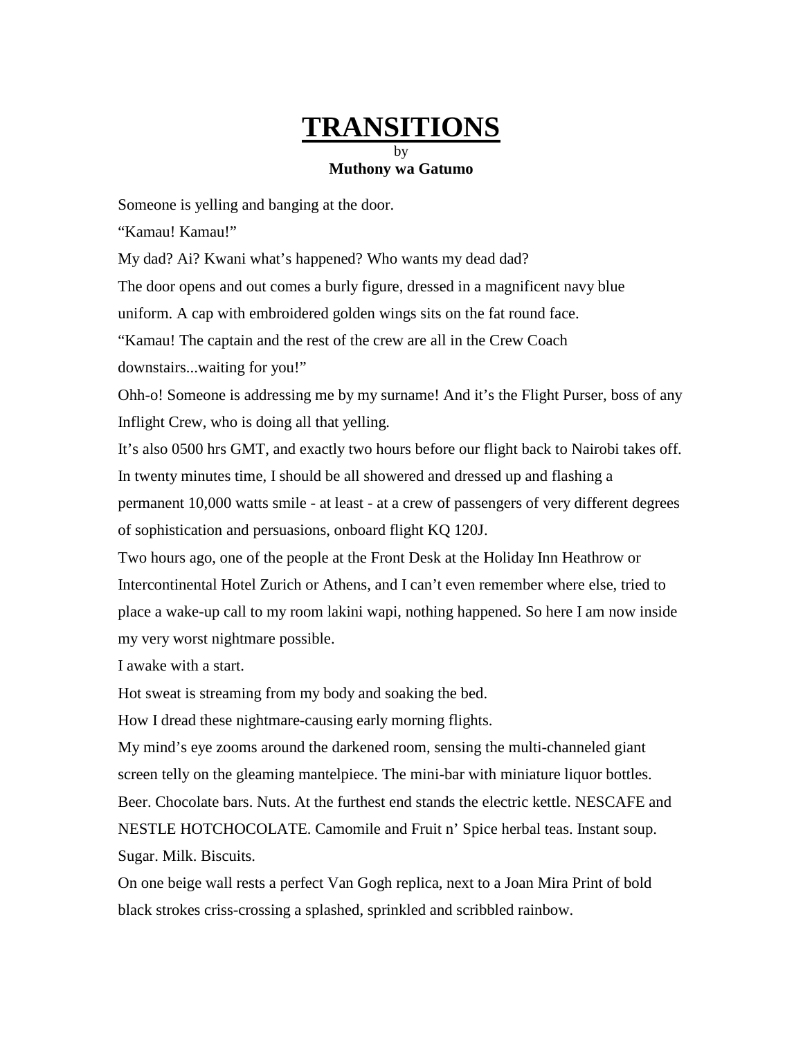# TRANSITIONS

by

**Muthony wa Gatumo**

Someone is yelling and banging at the door.

"Kamau! Kamau!"

My dad? Ai? Kwani what's happened? Who wants my dead dad?

The door opens and out comes a burly figure, dressed in a magnificent navy blue uniform. A cap with embroidered golden wings sits on the fat round face.

"Kamau! The captain and the rest of the crew are all in the Crew Coach downstairs...waiting for you!"

Ohh-o! Someone is addressing me by my surname! And it's the Flight Purser, boss of any Inflight Crew, who is doing all that yelling.

It's also 0500 hrs GMT, and exactly two hours before our flight back to Nairobi takes off. In twenty minutes time, I should be all showered and dressed up and flashing a permanent 10,000 watts smile - at least - at a crew of passengers of very different degrees of sophistication and persuasions, onboard flight KQ 120J.

Two hours ago, one of the people at the Front Desk at the Holiday Inn Heathrow or Intercontinental Hotel Zurich or Athens, and I can't even remember where else, tried to place a wake-up call to my room lakini wapi, nothing happened. So here I am now inside my very worst nightmare possible.

I awake with a start.

Hot sweat is streaming from my body and soaking the bed.

How I dread these nightmare-causing early morning flights.

My mind's eye zooms around the darkened room, sensing the multi-channeled giant screen telly on the gleaming mantelpiece. The mini-bar with miniature liquor bottles. Beer. Chocolate bars. Nuts. At the furthest end stands the electric kettle. NESCAFE and NESTLE HOTCHOCOLATE. Camomile and Fruit n' Spice herbal teas. Instant soup. Sugar. Milk. Biscuits.

On one beige wall rests a perfect Van Gogh replica, next to a Joan Mira Print of bold black strokes criss-crossing a splashed, sprinkled and scribbled rainbow.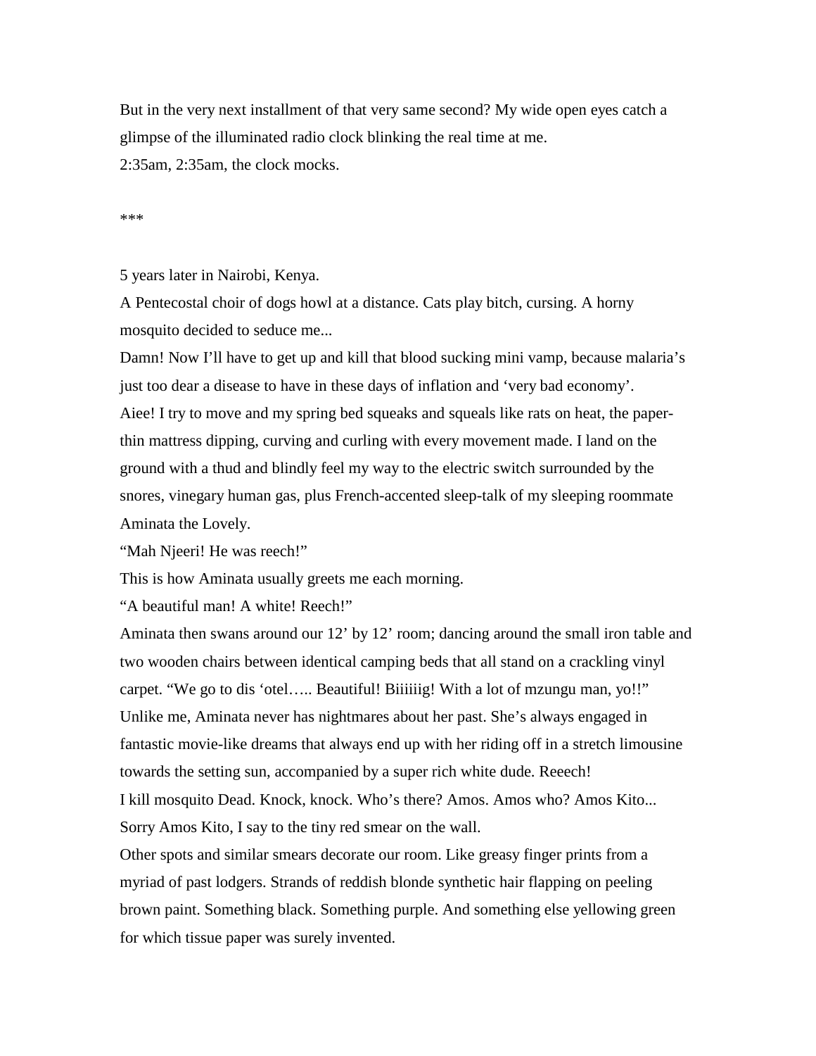But in the very next installment of that very same second? My wide open eyes catch a glimpse of the illuminated radio clock blinking the real time at me.

2:35am, 2:35am, the clock mocks.

***

5 years later in Nairobi, Kenya.

A Pentecostal choir of dogs howl at a distance. Cats play bitch, cursing. A horny mosquito decided to seduce me...

Damn! Now I'll have to get up and kill that blood sucking mini vamp, because malaria's just too dear a disease to have in these days of inflation and 'very bad economy'.

Aiee! I try to move and my spring bed squeaks and squeals like rats on heat, the paper-thin mattress dipping, curving and curling with every movement made. I land on the ground with a thud and blindly feel my way to the electric switch surrounded by the snores, vinegary human gas, plus French-accented sleep-talk of my sleeping roommate Aminata the Lovely.

"Mah Njeeri! He was reech!"

This is how Aminata usually greets me each morning.

"A beautiful man! A white! Reech!"

Aminata then swans around our 12' by 12' room; dancing around the small iron table and two wooden chairs between identical camping beds that all stand on a crackling vinyl carpet. "We go to dis 'otel….. Beautiful! Biiiiiig! With a lot of mzungu man, yo!!"

Unlike me, Aminata never has nightmares about her past. She's always engaged in fantastic movie-like dreams that always end up with her riding off in a stretch limousine towards the setting sun, accompanied by a super rich white dude. Reeech!

I kill mosquito Dead. Knock, knock. Who's there? Amos. Amos who? Amos Kito... Sorry Amos Kito, I say to the tiny red smear on the wall.

Other spots and similar smears decorate our room. Like greasy finger prints from a myriad of past lodgers. Strands of reddish blonde synthetic hair flapping on peeling brown paint. Something black. Something purple. And something else yellowing green for which tissue paper was surely invented.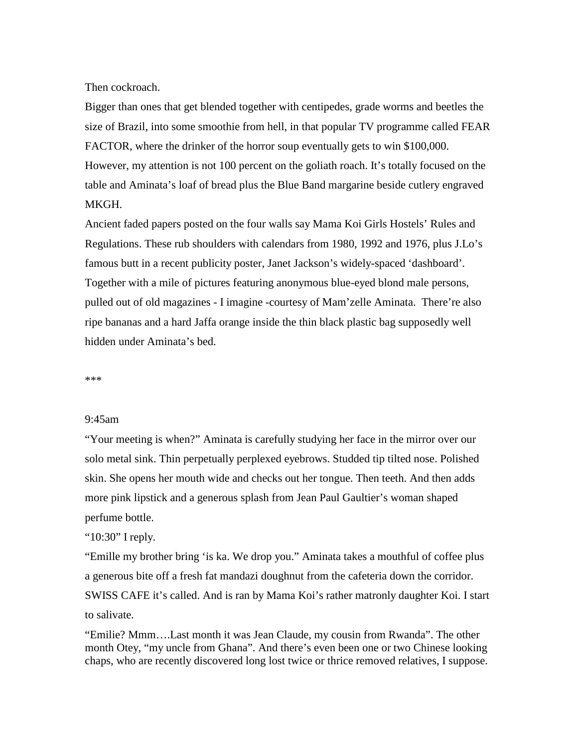Then cockroach.

Bigger than ones that get blended together with centipedes, grade worms and beetles the size of Brazil, into some smoothie from hell, in that popular TV programme called FEAR FACTOR, where the drinker of the horror soup eventually gets to win $100,000. However, my attention is not 100 percent on the goliath roach. It's totally focused on the table and Aminata's loaf of bread plus the Blue Band margarine beside cutlery engraved MKGH.

Ancient faded papers posted on the four walls say Mama Koi Girls Hostels' Rules and Regulations. These rub shoulders with calendars from 1980, 1992 and 1976, plus J.Lo's famous butt in a recent publicity poster, Janet Jackson's widely-spaced 'dashboard'. Together with a mile of pictures featuring anonymous blue-eyed blond male persons, pulled out of old magazines - I imagine -courtesy of Mam'zelle Aminata. There're also ripe bananas and a hard Jaffa orange inside the thin black plastic bag supposedly well hidden under Aminata's bed.

***

9:45am

"Your meeting is when?" Aminata is carefully studying her face in the mirror over our solo metal sink. Thin perpetually perplexed eyebrows. Studded tip tilted nose. Polished skin. She opens her mouth wide and checks out her tongue. Then teeth. And then adds more pink lipstick and a generous splash from Jean Paul Gaultier's woman shaped perfume bottle.

"10:30" I reply.

"Emille my brother bring 'is ka. We drop you." Aminata takes a mouthful of coffee plus a generous bite off a fresh fat mandazi doughnut from the cafeteria down the corridor. SWISS CAFE it's called. And is ran by Mama Koi's rather matronly daughter Koi. I start to salivate.

"Emilie? Mmm….Last month it was Jean Claude, my cousin from Rwanda". The other month Otey, "my uncle from Ghana". And there's even been one or two Chinese looking chaps, who are recently discovered long lost twice or thrice removed relatives, I suppose.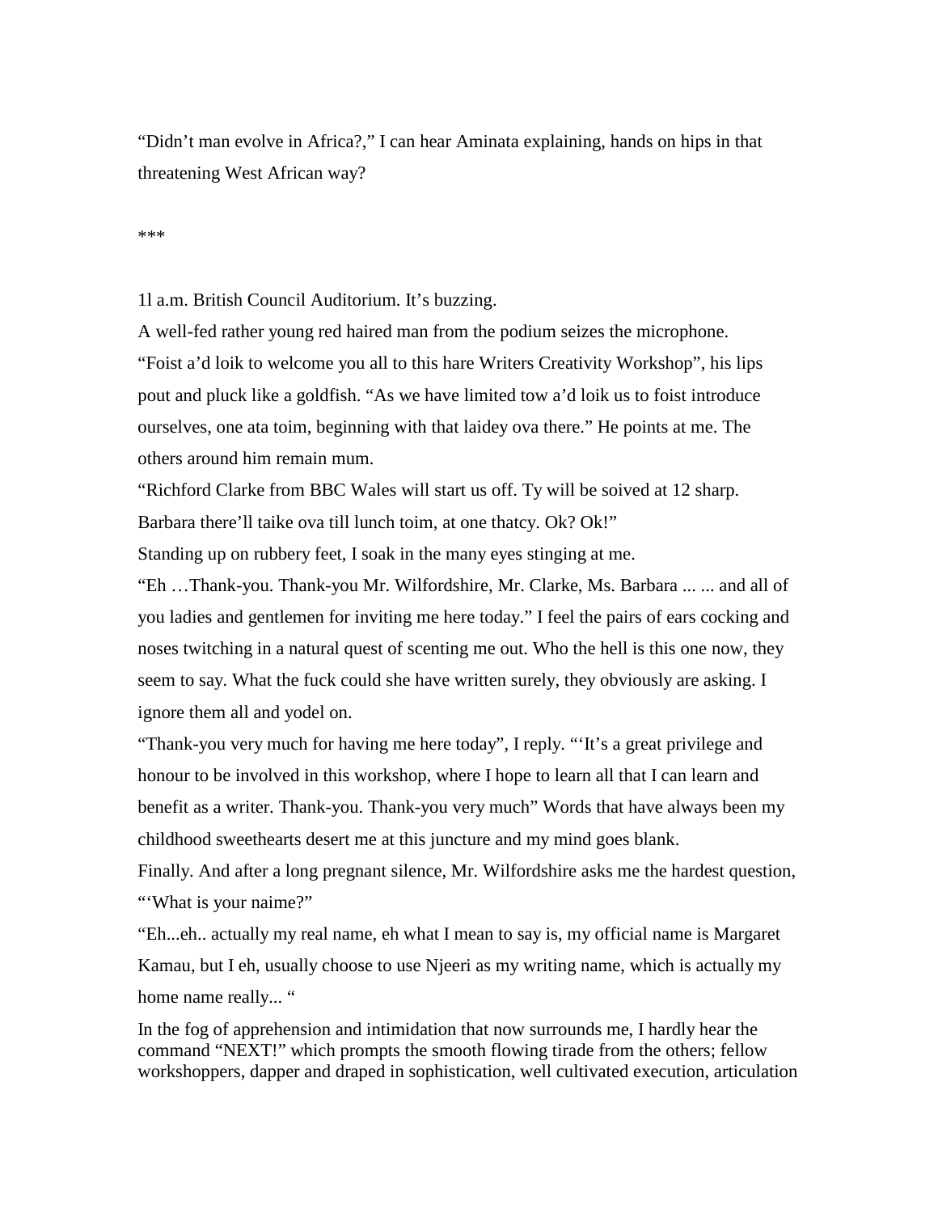"Didn't man evolve in Africa?," I can hear Aminata explaining, hands on hips in that threatening West African way?

***

1l a.m. British Council Auditorium. It's buzzing.

A well-fed rather young red haired man from the podium seizes the microphone.

"Foist a'd loik to welcome you all to this hare Writers Creativity Workshop", his lips pout and pluck like a goldfish. "As we have limited tow a'd loik us to foist introduce ourselves, one ata toim, beginning with that laidey ova there." He points at me. The others around him remain mum.

"Richford Clarke from BBC Wales will start us off. Ty will be soived at 12 sharp. Barbara there'll taike ova till lunch toim, at one thatcy. Ok? Ok!"

Standing up on rubbery feet, I soak in the many eyes stinging at me.

"Eh …Thank-you. Thank-you Mr. Wilfordshire, Mr. Clarke, Ms. Barbara ... ... and all of you ladies and gentlemen for inviting me here today." I feel the pairs of ears cocking and noses twitching in a natural quest of scenting me out. Who the hell is this one now, they seem to say. What the fuck could she have written surely, they obviously are asking. I ignore them all and yodel on.

"Thank-you very much for having me here today", I reply. "'It's a great privilege and honour to be involved in this workshop, where I hope to learn all that I can learn and benefit as a writer. Thank-you. Thank-you very much" Words that have always been my childhood sweethearts desert me at this juncture and my mind goes blank.

Finally. And after a long pregnant silence, Mr. Wilfordshire asks me the hardest question, "'What is your naime?"

"Eh...eh.. actually my real name, eh what I mean to say is, my official name is Margaret Kamau, but I eh, usually choose to use Njeeri as my writing name, which is actually my home name really... "

In the fog of apprehension and intimidation that now surrounds me, I hardly hear the command "NEXT!" which prompts the smooth flowing tirade from the others; fellow workshoppers, dapper and draped in sophistication, well cultivated execution, articulation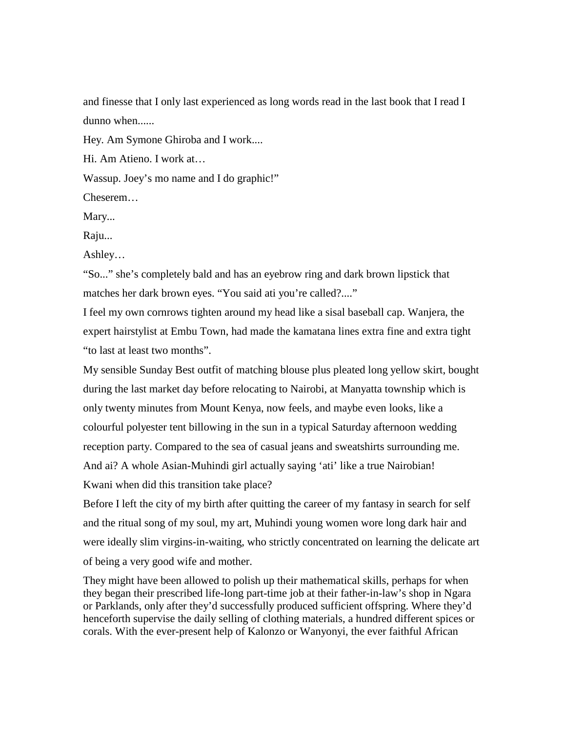and finesse that I only last experienced as long words read in the last book that I read I dunno when......

Hey. Am Symone Ghiroba and I work....

Hi. Am Atieno. I work at…

Wassup. Joey's mo name and I do graphic!"

Cheserem…

Mary...

Raju...

Ashley…

"So..." she's completely bald and has an eyebrow ring and dark brown lipstick that matches her dark brown eyes. "You said ati you're called?...."

I feel my own cornrows tighten around my head like a sisal baseball cap. Wanjera, the expert hairstylist at Embu Town, had made the kamatana lines extra fine and extra tight "to last at least two months".

My sensible Sunday Best outfit of matching blouse plus pleated long yellow skirt, bought during the last market day before relocating to Nairobi, at Manyatta township which is only twenty minutes from Mount Kenya, now feels, and maybe even looks, like a colourful polyester tent billowing in the sun in a typical Saturday afternoon wedding reception party. Compared to the sea of casual jeans and sweatshirts surrounding me.

And ai? A whole Asian-Muhindi girl actually saying 'ati' like a true Nairobian!

Kwani when did this transition take place?

Before I left the city of my birth after quitting the career of my fantasy in search for self and the ritual song of my soul, my art, Muhindi young women wore long dark hair and were ideally slim virgins-in-waiting, who strictly concentrated on learning the delicate art of being a very good wife and mother.

They might have been allowed to polish up their mathematical skills, perhaps for when they began their prescribed life-long part-time job at their father-in-law's shop in Ngara or Parklands, only after they'd successfully produced sufficient offspring. Where they'd henceforth supervise the daily selling of clothing materials, a hundred different spices or corals. With the ever-present help of Kalonzo or Wanyonyi, the ever faithful African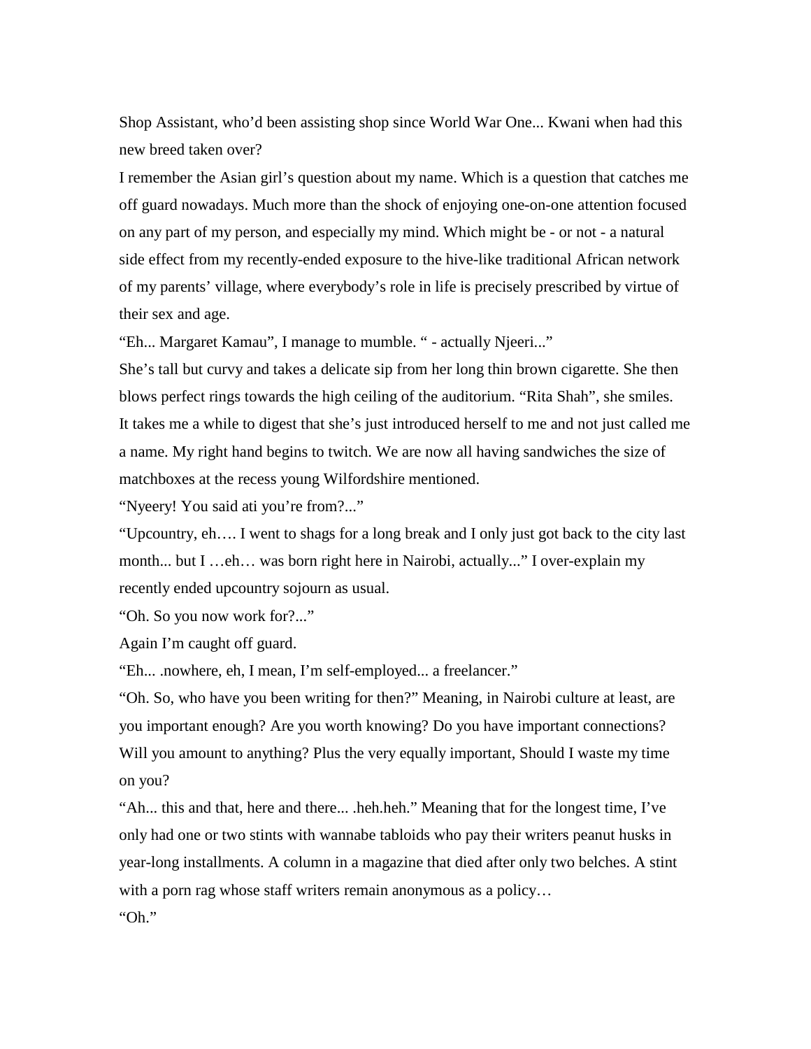Shop Assistant, who'd been assisting shop since World War One... Kwani when had this new breed taken over?

I remember the Asian girl's question about my name. Which is a question that catches me off guard nowadays. Much more than the shock of enjoying one-on-one attention focused on any part of my person, and especially my mind. Which might be - or not - a natural side effect from my recently-ended exposure to the hive-like traditional African network of my parents' village, where everybody's role in life is precisely prescribed by virtue of their sex and age.

"Eh... Margaret Kamau", I manage to mumble. " - actually Njeeri..."

She's tall but curvy and takes a delicate sip from her long thin brown cigarette. She then blows perfect rings towards the high ceiling of the auditorium. "Rita Shah", she smiles.

It takes me a while to digest that she's just introduced herself to me and not just called me a name. My right hand begins to twitch. We are now all having sandwiches the size of matchboxes at the recess young Wilfordshire mentioned.

"Nyeery! You said ati you're from?..."

"Upcountry, eh…. I went to shags for a long break and I only just got back to the city last month... but I …eh… was born right here in Nairobi, actually..." I over-explain my recently ended upcountry sojourn as usual.

"Oh. So you now work for?..."

Again I'm caught off guard.

"Eh... .nowhere, eh, I mean, I'm self-employed... a freelancer."

"Oh. So, who have you been writing for then?" Meaning, in Nairobi culture at least, are you important enough? Are you worth knowing? Do you have important connections? Will you amount to anything? Plus the very equally important, Should I waste my time on you?

"Ah... this and that, here and there... .heh.heh." Meaning that for the longest time, I've only had one or two stints with wannabe tabloids who pay their writers peanut husks in year-long installments. A column in a magazine that died after only two belches. A stint with a porn rag whose staff writers remain anonymous as a policy…

"Oh."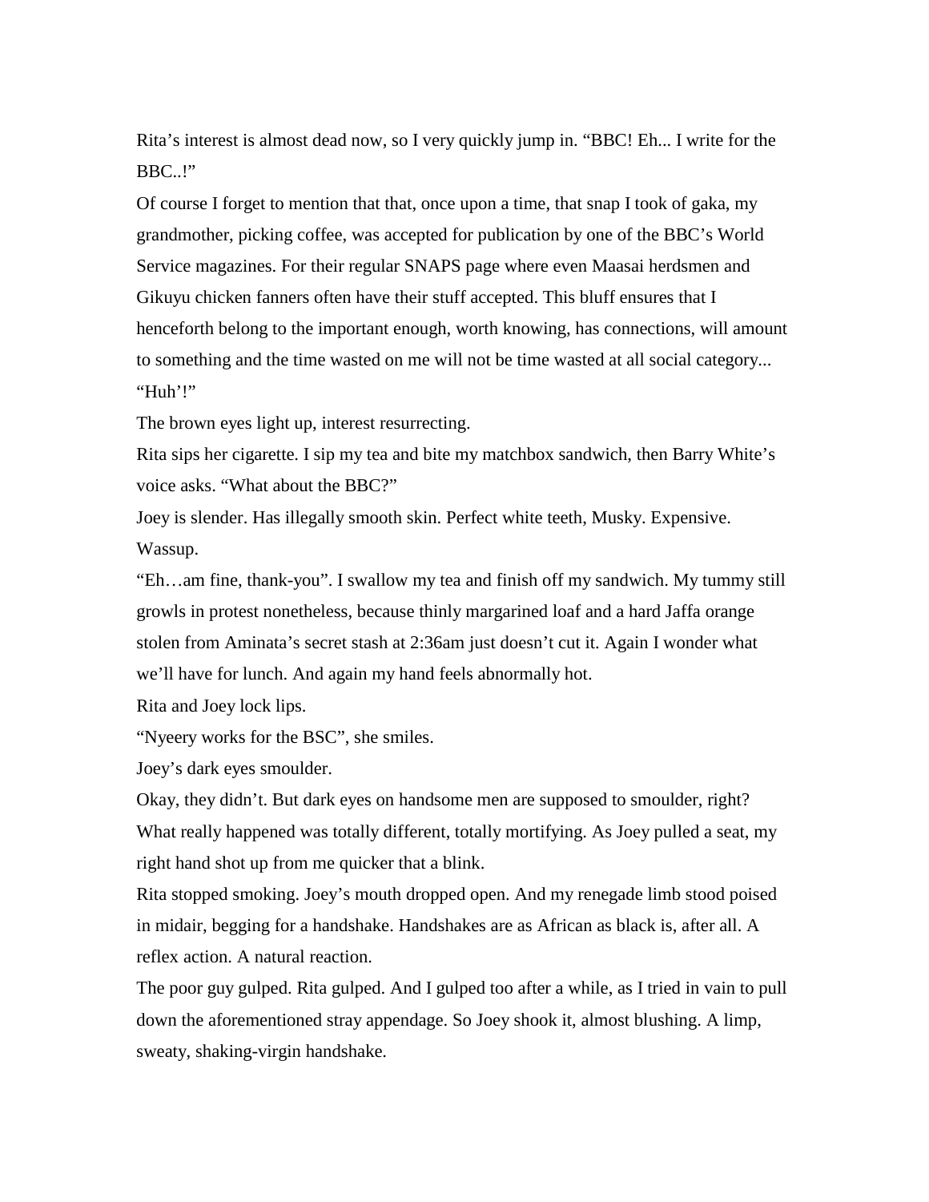Rita’s interest is almost dead now, so I very quickly jump in. “BBC! Eh... I write for the BBC..!”

Of course I forget to mention that that, once upon a time, that snap I took of gaka, my grandmother, picking coffee, was accepted for publication by one of the BBC’s World Service magazines. For their regular SNAPS page where even Maasai herdsmen and Gikuyu chicken fanners often have their stuff accepted. This bluff ensures that I henceforth belong to the important enough, worth knowing, has connections, will amount to something and the time wasted on me will not be time wasted at all social category...

“Huh’!”

The brown eyes light up, interest resurrecting.

Rita sips her cigarette. I sip my tea and bite my matchbox sandwich, then Barry White’s voice asks. “What about the BBC?”

Joey is slender. Has illegally smooth skin. Perfect white teeth, Musky. Expensive. Wassup.

“Eh…am fine, thank-you”. I swallow my tea and finish off my sandwich. My tummy still growls in protest nonetheless, because thinly margarined loaf and a hard Jaffa orange stolen from Aminata’s secret stash at 2:36am just doesn’t cut it. Again I wonder what we’ll have for lunch. And again my hand feels abnormally hot.

Rita and Joey lock lips.

“Nyeery works for the BSC”, she smiles.

Joey’s dark eyes smoulder.

Okay, they didn’t. But dark eyes on handsome men are supposed to smoulder, right? What really happened was totally different, totally mortifying. As Joey pulled a seat, my right hand shot up from me quicker that a blink.

Rita stopped smoking. Joey’s mouth dropped open. And my renegade limb stood poised in midair, begging for a handshake. Handshakes are as African as black is, after all. A reflex action. A natural reaction.

The poor guy gulped. Rita gulped. And I gulped too after a while, as I tried in vain to pull down the aforementioned stray appendage. So Joey shook it, almost blushing. A limp, sweaty, shaking-virgin handshake.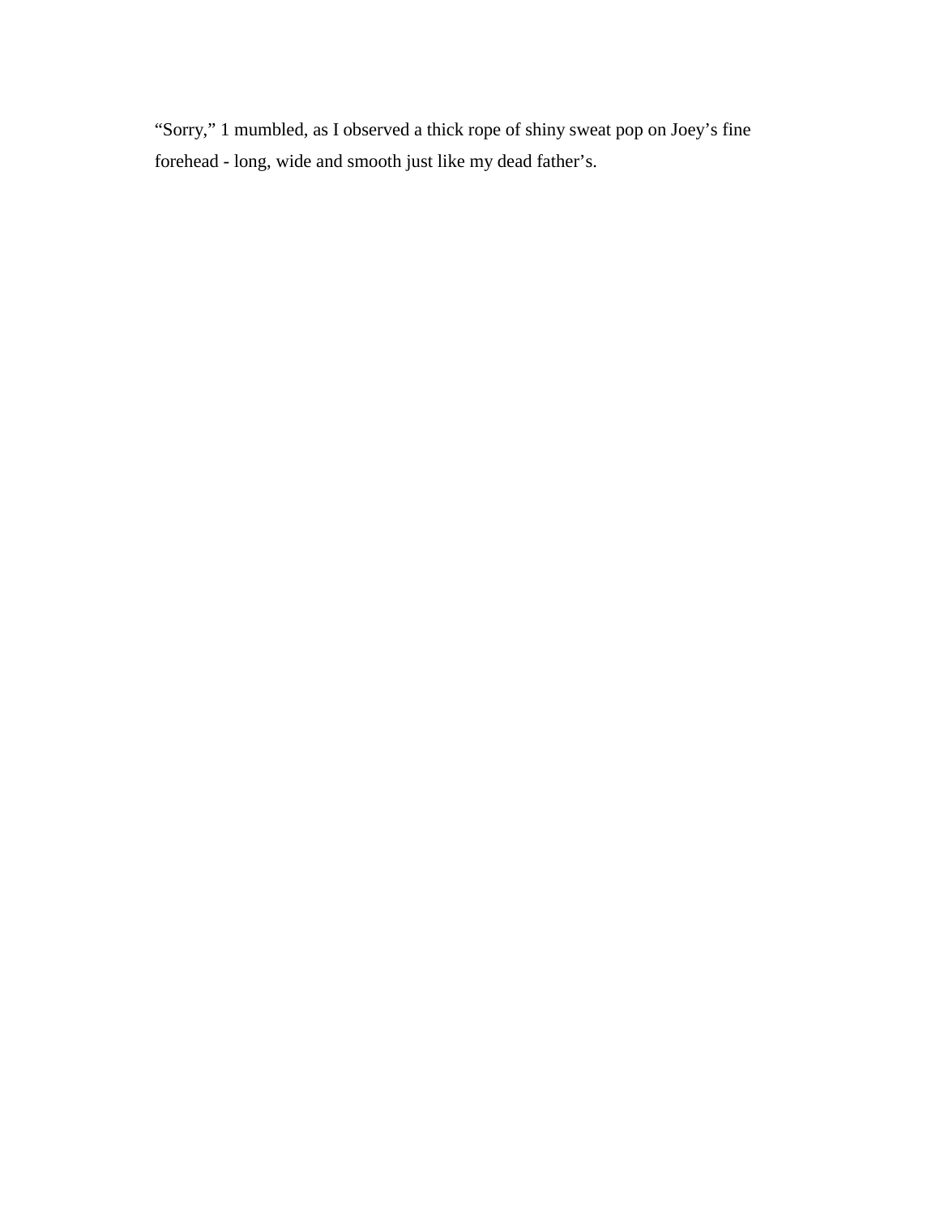"Sorry," 1 mumbled, as I observed a thick rope of shiny sweat pop on Joey's fine forehead - long, wide and smooth just like my dead father's.